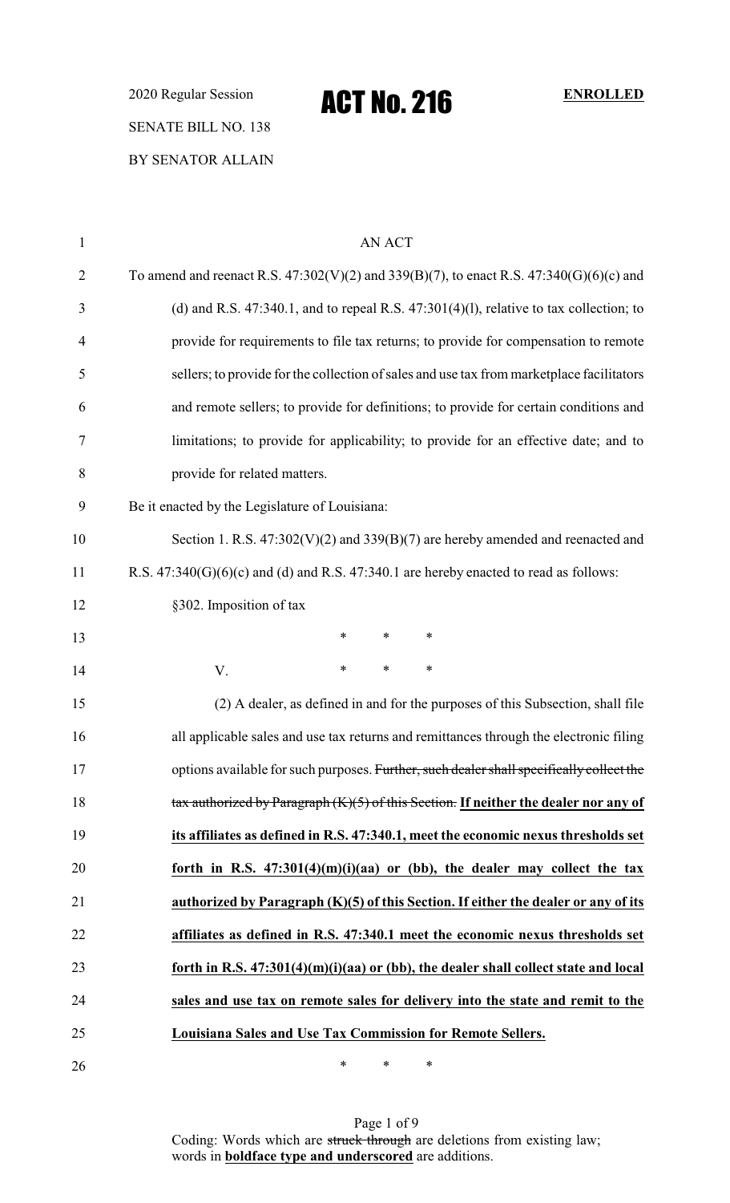2020 Regular Session

# ACT No. 216

**ENROLLED**

SENATE BILL NO. 138

BY SENATOR ALLAIN

AN ACT

To amend and reenact R.S. 47:302(V)(2) and 339(B)(7), to enact R.S. 47:340(G)(6)(c) and (d) and R.S. 47:340.1, and to repeal R.S. 47:301(4)(l), relative to tax collection; to provide for requirements to file tax returns; to provide for compensation to remote sellers; to provide for the collection of sales and use tax from marketplace facilitators and remote sellers; to provide for definitions; to provide for certain conditions and limitations; to provide for applicability; to provide for an effective date; and to provide for related matters.

Be it enacted by the Legislature of Louisiana:

Section 1. R.S. 47:302(V)(2) and 339(B)(7) are hereby amended and reenacted and R.S. 47:340(G)(6)(c) and (d) and R.S. 47:340.1 are hereby enacted to read as follows:

§302. Imposition of tax

\* \* \*

V. \* \* \*

(2) A dealer, as defined in and for the purposes of this Subsection, shall file all applicable sales and use tax returns and remittances through the electronic filing options available for such purposes. ~~Further, such dealer shall specifically collect the tax authorized by Paragraph (K)(5) of this Section.~~ **If neither the dealer nor any of its affiliates as defined in R.S. 47:340.1, meet the economic nexus thresholds set forth in R.S. 47:301(4)(m)(i)(aa) or (bb), the dealer may collect the tax authorized by Paragraph (K)(5) of this Section. If either the dealer or any of its affiliates as defined in R.S. 47:340.1 meet the economic nexus thresholds set forth in R.S. 47:301(4)(m)(i)(aa) or (bb), the dealer shall collect state and local sales and use tax on remote sales for delivery into the state and remit to the Louisiana Sales and Use Tax Commission for Remote Sellers.**

\* \* \*

Coding: Words which are ~~struck through~~ are deletions from existing law; words in **boldface type and underscored** are additions.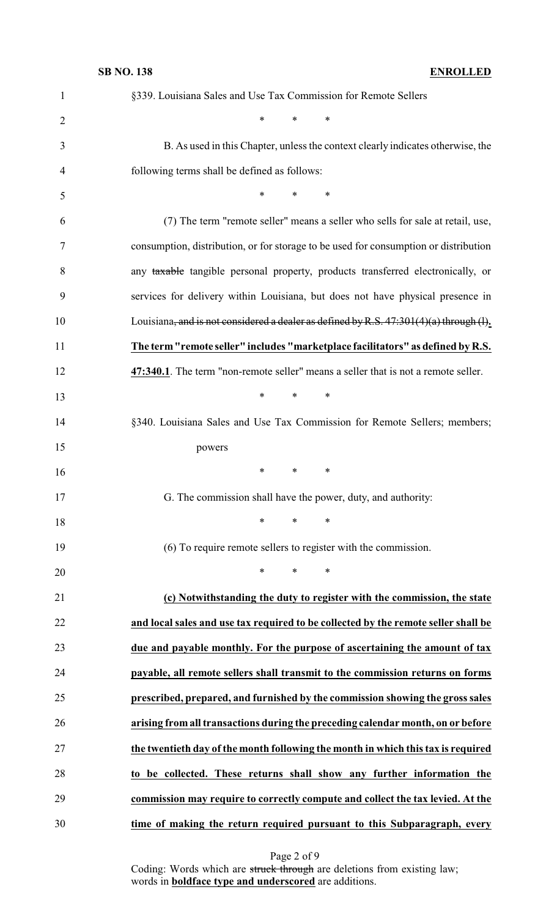§339. Louisiana Sales and Use Tax Commission for Remote Sellers

\* \* \*

B. As used in this Chapter, unless the context clearly indicates otherwise, the following terms shall be defined as follows:

\* \* \*

(7) The term "remote seller" means a seller who sells for sale at retail, use, consumption, distribution, or for storage to be used for consumption or distribution any ~~taxable~~ tangible personal property, products transferred electronically, or services for delivery within Louisiana, but does not have physical presence in Louisiana~~, and is not considered a dealer as defined by R.S. 47:301(4)(a) through (l)~~**.** **The term "remote seller" includes "marketplace facilitators" as defined by R.S. 47:340.1**. The term "non-remote seller" means a seller that is not a remote seller.

\* \* \*

§340. Louisiana Sales and Use Tax Commission for Remote Sellers; members; powers

\* \* \*

G. The commission shall have the power, duty, and authority:

\* \* \*

(6) To require remote sellers to register with the commission.

\* \* \*

**(c) Notwithstanding the duty to register with the commission, the state and local sales and use tax required to be collected by the remote seller shall be due and payable monthly. For the purpose of ascertaining the amount of tax payable, all remote sellers shall transmit to the commission returns on forms prescribed, prepared, and furnished by the commission showing the gross sales arising from all transactions during the preceding calendar month, on or before the twentieth day of the month following the month in which this tax is required to be collected. These returns shall show any further information the commission may require to correctly compute and collect the tax levied. At the time of making the return required pursuant to this Subparagraph, every**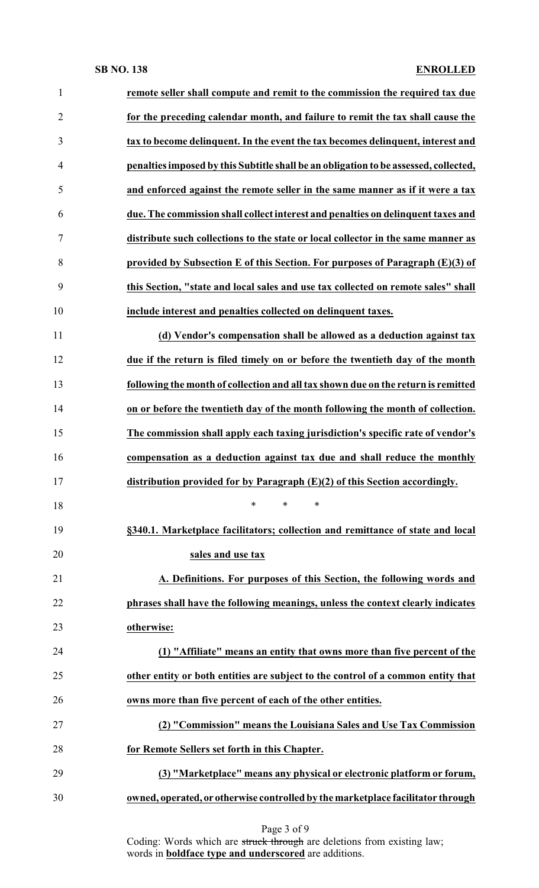**remote seller shall compute and remit to the commission the required tax due for the preceding calendar month, and failure to remit the tax shall cause the tax to become delinquent. In the event the tax becomes delinquent, interest and penalties imposed by this Subtitle shall be an obligation to be assessed, collected, and enforced against the remote seller in the same manner as if it were a tax due. The commission shall collect interest and penalties on delinquent taxes and distribute such collections to the state or local collector in the same manner as provided by Subsection E of this Section. For purposes of Paragraph (E)(3) of this Section, "state and local sales and use tax collected on remote sales" shall include interest and penalties collected on delinquent taxes.**

**(d) Vendor's compensation shall be allowed as a deduction against tax due if the return is filed timely on or before the twentieth day of the month following the month of collection and all tax shown due on the return is remitted on or before the twentieth day of the month following the month of collection. The commission shall apply each taxing jurisdiction's specific rate of vendor's compensation as a deduction against tax due and shall reduce the monthly distribution provided for by Paragraph (E)(2) of this Section accordingly.**

\* \* \*

**§340.1. Marketplace facilitators; collection and remittance of state and local sales and use tax**

**A. Definitions. For purposes of this Section, the following words and phrases shall have the following meanings, unless the context clearly indicates otherwise:**

**(1) "Affiliate" means an entity that owns more than five percent of the other entity or both entities are subject to the control of a common entity that owns more than five percent of each of the other entities.**

**(2) "Commission" means the Louisiana Sales and Use Tax Commission for Remote Sellers set forth in this Chapter.**

**(3) "Marketplace" means any physical or electronic platform or forum, owned, operated, or otherwise controlled by the marketplace facilitator through**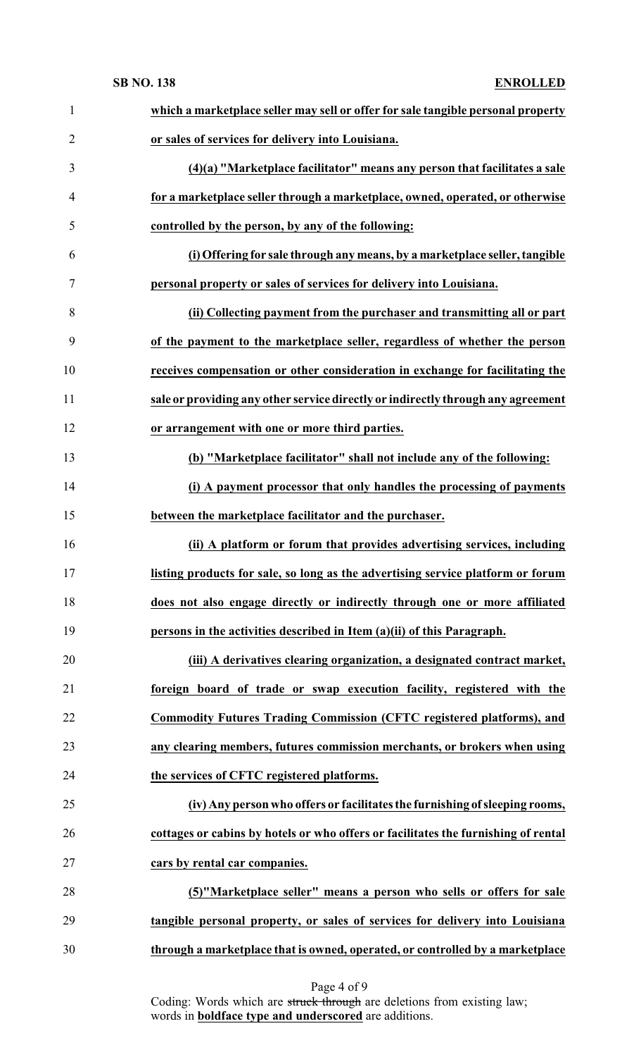**which a marketplace seller may sell or offer for sale tangible personal property or sales of services for delivery into Louisiana.**

**(4)(a) "Marketplace facilitator" means any person that facilitates a sale for a marketplace seller through a marketplace, owned, operated, or otherwise controlled by the person, by any of the following:**

**(i) Offering for sale through any means, by a marketplace seller, tangible personal property or sales of services for delivery into Louisiana.**

**(ii) Collecting payment from the purchaser and transmitting all or part of the payment to the marketplace seller, regardless of whether the person receives compensation or other consideration in exchange for facilitating the sale or providing any other service directly or indirectly through any agreement or arrangement with one or more third parties.**

**(b) "Marketplace facilitator" shall not include any of the following:**

**(i) A payment processor that only handles the processing of payments between the marketplace facilitator and the purchaser.**

**(ii) A platform or forum that provides advertising services, including listing products for sale, so long as the advertising service platform or forum does not also engage directly or indirectly through one or more affiliated persons in the activities described in Item (a)(ii) of this Paragraph.**

**(iii) A derivatives clearing organization, a designated contract market, foreign board of trade or swap execution facility, registered with the Commodity Futures Trading Commission (CFTC registered platforms), and any clearing members, futures commission merchants, or brokers when using the services of CFTC registered platforms.**

**(iv) Any person who offers or facilitates the furnishing of sleeping rooms, cottages or cabins by hotels or who offers or facilitates the furnishing of rental cars by rental car companies.**

**(5)"Marketplace seller" means a person who sells or offers for sale tangible personal property, or sales of services for delivery into Louisiana through a marketplace that is owned, operated, or controlled by a marketplace**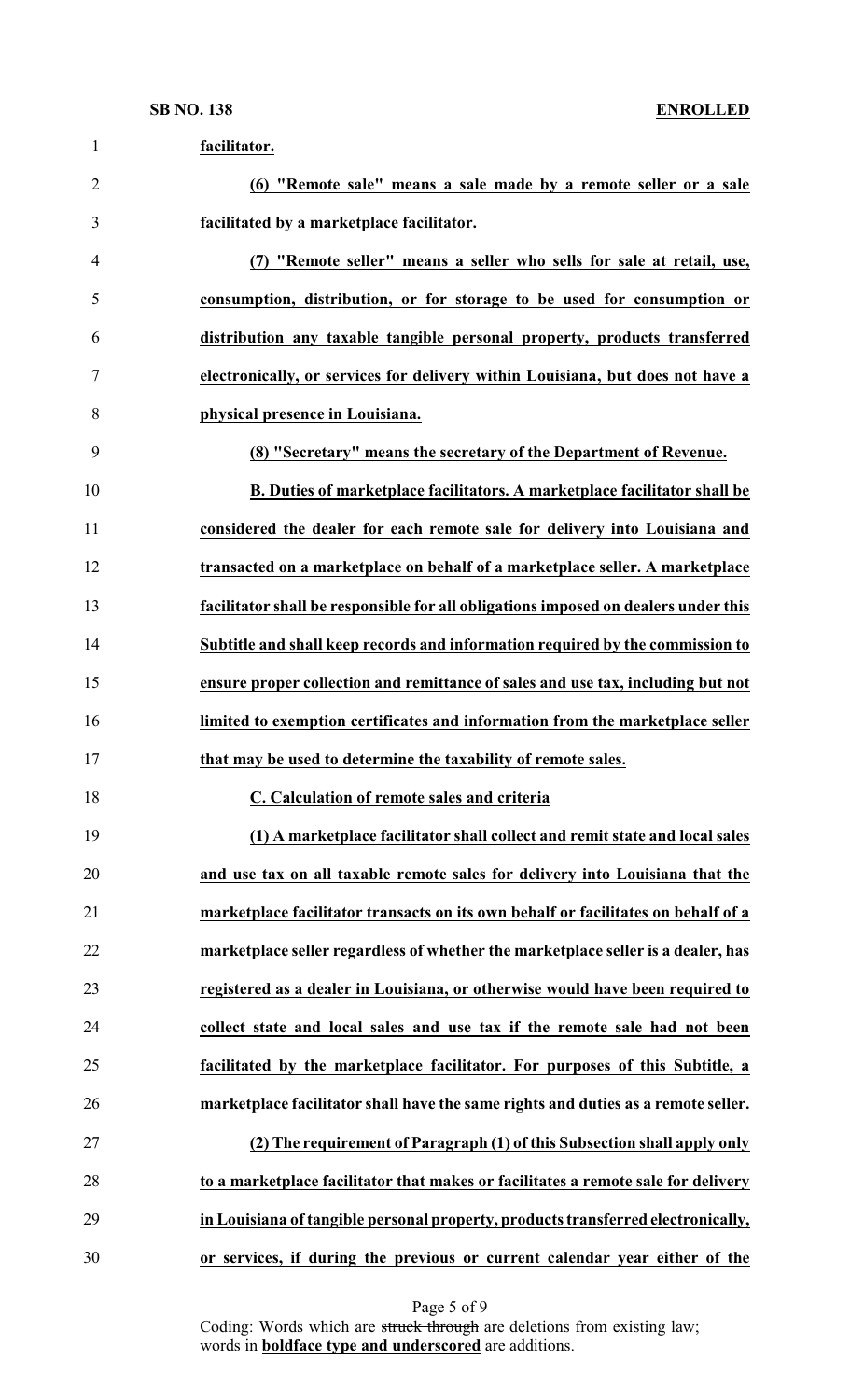**facilitator.**

**(6) "Remote sale" means a sale made by a remote seller or a sale facilitated by a marketplace facilitator.**

**(7) "Remote seller" means a seller who sells for sale at retail, use, consumption, distribution, or for storage to be used for consumption or distribution any taxable tangible personal property, products transferred electronically, or services for delivery within Louisiana, but does not have a physical presence in Louisiana.**

**(8) "Secretary" means the secretary of the Department of Revenue.**

**B. Duties of marketplace facilitators. A marketplace facilitator shall be considered the dealer for each remote sale for delivery into Louisiana and transacted on a marketplace on behalf of a marketplace seller. A marketplace facilitator shall be responsible for all obligations imposed on dealers under this Subtitle and shall keep records and information required by the commission to ensure proper collection and remittance of sales and use tax, including but not limited to exemption certificates and information from the marketplace seller that may be used to determine the taxability of remote sales.**

**C. Calculation of remote sales and criteria**

**(1) A marketplace facilitator shall collect and remit state and local sales and use tax on all taxable remote sales for delivery into Louisiana that the marketplace facilitator transacts on its own behalf or facilitates on behalf of a marketplace seller regardless of whether the marketplace seller is a dealer, has registered as a dealer in Louisiana, or otherwise would have been required to collect state and local sales and use tax if the remote sale had not been facilitated by the marketplace facilitator. For purposes of this Subtitle, a marketplace facilitator shall have the same rights and duties as a remote seller.**

**(2) The requirement of Paragraph (1) of this Subsection shall apply only to a marketplace facilitator that makes or facilitates a remote sale for delivery in Louisiana of tangible personal property, products transferred electronically, or services, if during the previous or current calendar year either of the**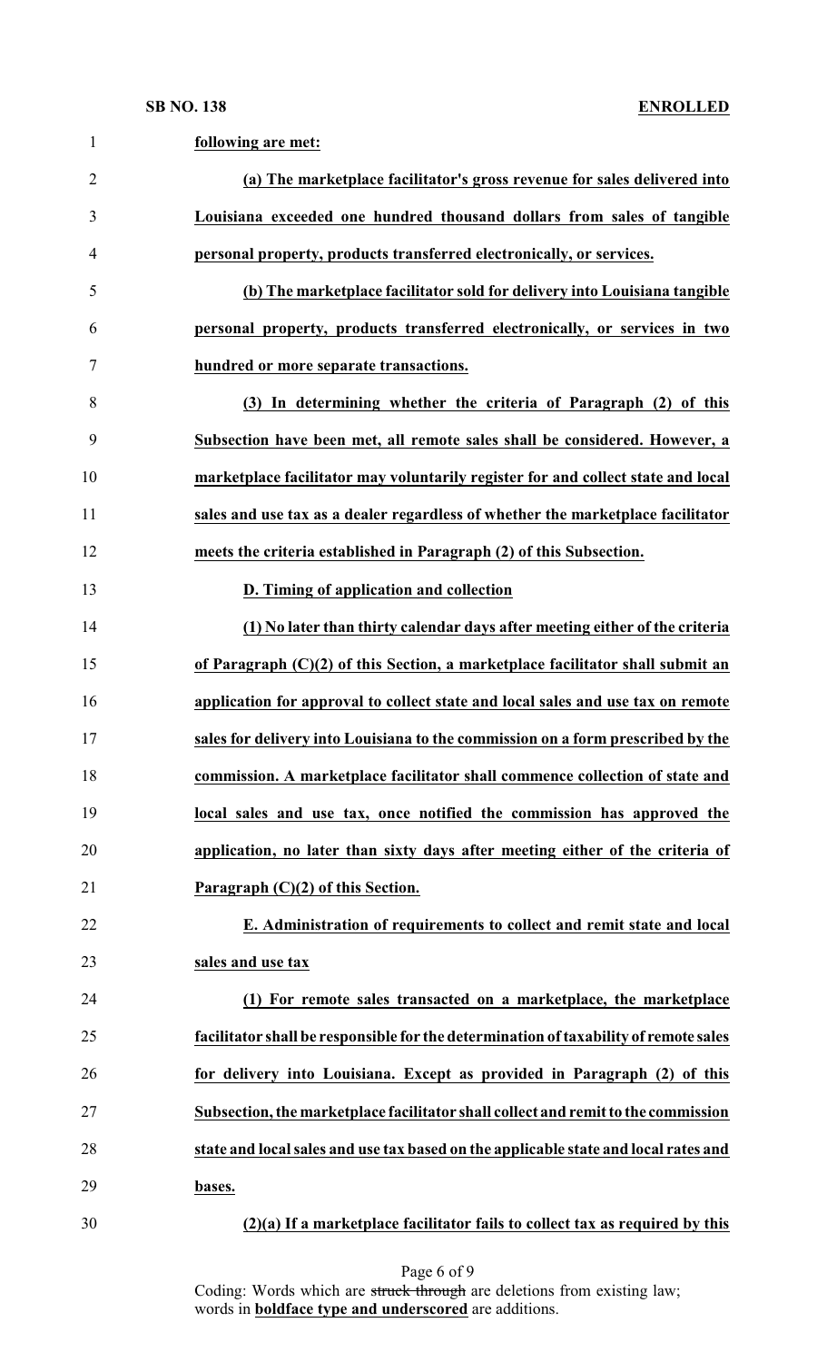**following are met:**

**(a) The marketplace facilitator's gross revenue for sales delivered into Louisiana exceeded one hundred thousand dollars from sales of tangible personal property, products transferred electronically, or services.**

**(b) The marketplace facilitator sold for delivery into Louisiana tangible personal property, products transferred electronically, or services in two hundred or more separate transactions.**

**(3) In determining whether the criteria of Paragraph (2) of this Subsection have been met, all remote sales shall be considered. However, a marketplace facilitator may voluntarily register for and collect state and local sales and use tax as a dealer regardless of whether the marketplace facilitator meets the criteria established in Paragraph (2) of this Subsection.**

**D. Timing of application and collection**

**(1) No later than thirty calendar days after meeting either of the criteria of Paragraph (C)(2) of this Section, a marketplace facilitator shall submit an application for approval to collect state and local sales and use tax on remote sales for delivery into Louisiana to the commission on a form prescribed by the commission. A marketplace facilitator shall commence collection of state and local sales and use tax, once notified the commission has approved the application, no later than sixty days after meeting either of the criteria of Paragraph (C)(2) of this Section.**

**E. Administration of requirements to collect and remit state and local sales and use tax**

**(1) For remote sales transacted on a marketplace, the marketplace facilitator shall be responsible for the determination of taxability of remote sales for delivery into Louisiana. Except as provided in Paragraph (2) of this Subsection, the marketplace facilitator shall collect and remit to the commission state and local sales and use tax based on the applicable state and local rates and bases.**

**(2)(a) If a marketplace facilitator fails to collect tax as required by this**

Coding: Words which are ~~struck through~~ are deletions from existing law; words in **boldface type and underscored** are additions.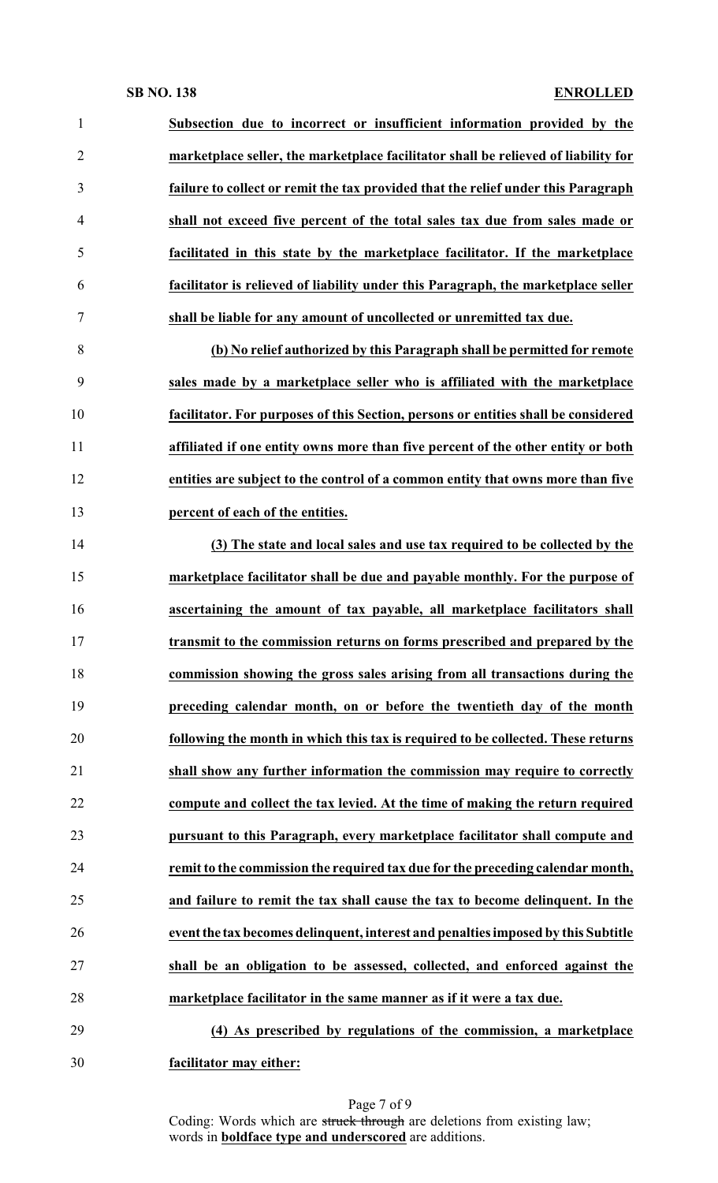**Subsection due to incorrect or insufficient information provided by the marketplace seller, the marketplace facilitator shall be relieved of liability for failure to collect or remit the tax provided that the relief under this Paragraph shall not exceed five percent of the total sales tax due from sales made or facilitated in this state by the marketplace facilitator. If the marketplace facilitator is relieved of liability under this Paragraph, the marketplace seller shall be liable for any amount of uncollected or unremitted tax due.**

**(b) No relief authorized by this Paragraph shall be permitted for remote sales made by a marketplace seller who is affiliated with the marketplace facilitator. For purposes of this Section, persons or entities shall be considered affiliated if one entity owns more than five percent of the other entity or both entities are subject to the control of a common entity that owns more than five percent of each of the entities.**

**(3) The state and local sales and use tax required to be collected by the marketplace facilitator shall be due and payable monthly. For the purpose of ascertaining the amount of tax payable, all marketplace facilitators shall transmit to the commission returns on forms prescribed and prepared by the commission showing the gross sales arising from all transactions during the preceding calendar month, on or before the twentieth day of the month following the month in which this tax is required to be collected. These returns shall show any further information the commission may require to correctly compute and collect the tax levied. At the time of making the return required pursuant to this Paragraph, every marketplace facilitator shall compute and remit to the commission the required tax due for the preceding calendar month, and failure to remit the tax shall cause the tax to become delinquent. In the event the tax becomes delinquent, interest and penalties imposed by this Subtitle shall be an obligation to be assessed, collected, and enforced against the marketplace facilitator in the same manner as if it were a tax due.**

**(4) As prescribed by regulations of the commission, a marketplace facilitator may either:**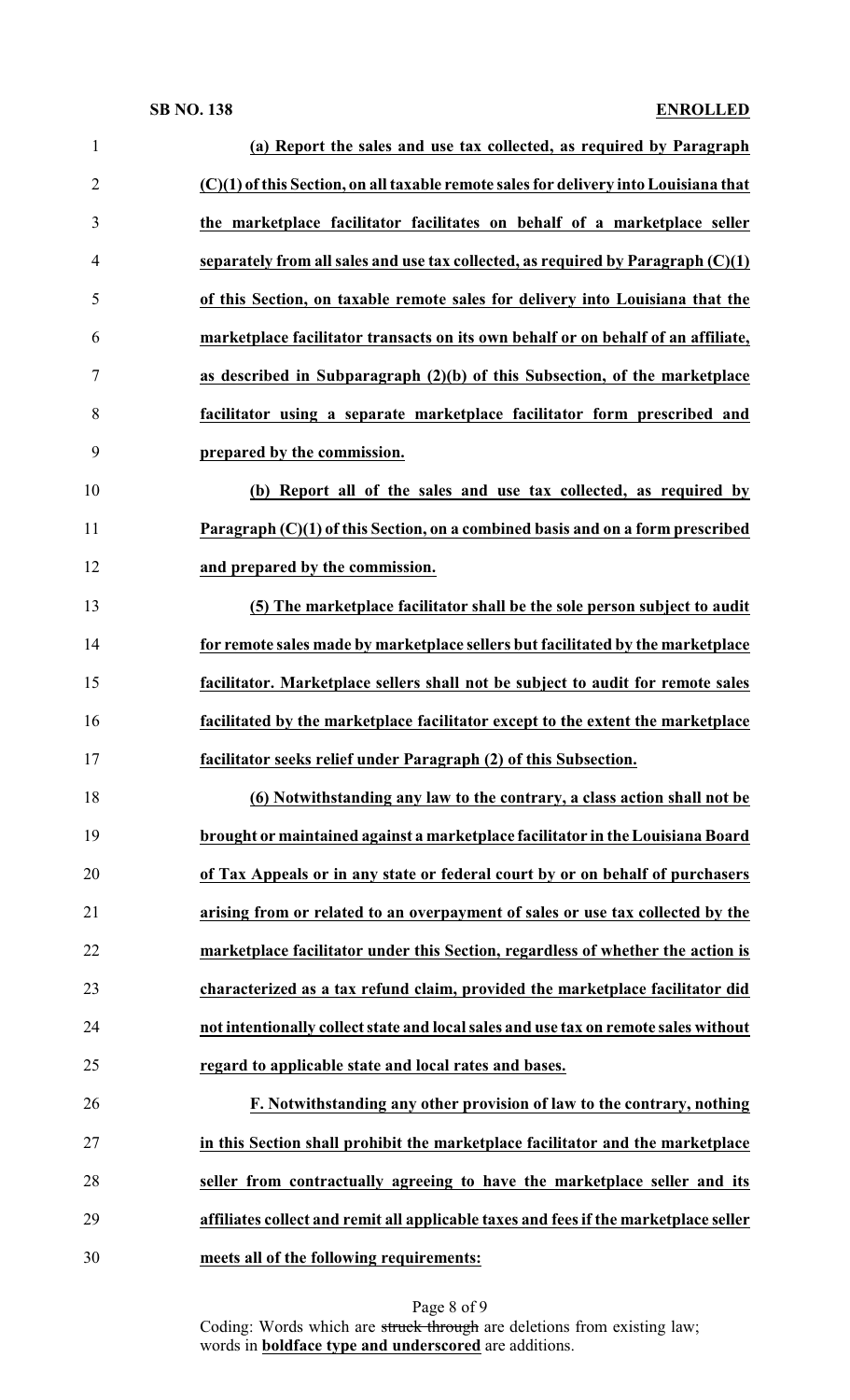**(a) Report the sales and use tax collected, as required by Paragraph (C)(1) of this Section, on all taxable remote sales for delivery into Louisiana that the marketplace facilitator facilitates on behalf of a marketplace seller separately from all sales and use tax collected, as required by Paragraph (C)(1) of this Section, on taxable remote sales for delivery into Louisiana that the marketplace facilitator transacts on its own behalf or on behalf of an affiliate, as described in Subparagraph (2)(b) of this Subsection, of the marketplace facilitator using a separate marketplace facilitator form prescribed and prepared by the commission.**

**(b) Report all of the sales and use tax collected, as required by Paragraph (C)(1) of this Section, on a combined basis and on a form prescribed and prepared by the commission.**

**(5) The marketplace facilitator shall be the sole person subject to audit for remote sales made by marketplace sellers but facilitated by the marketplace facilitator. Marketplace sellers shall not be subject to audit for remote sales facilitated by the marketplace facilitator except to the extent the marketplace facilitator seeks relief under Paragraph (2) of this Subsection.**

**(6) Notwithstanding any law to the contrary, a class action shall not be brought or maintained against a marketplace facilitator in the Louisiana Board of Tax Appeals or in any state or federal court by or on behalf of purchasers arising from or related to an overpayment of sales or use tax collected by the marketplace facilitator under this Section, regardless of whether the action is characterized as a tax refund claim, provided the marketplace facilitator did not intentionally collect state and local sales and use tax on remote sales without regard to applicable state and local rates and bases.**

**F. Notwithstanding any other provision of law to the contrary, nothing in this Section shall prohibit the marketplace facilitator and the marketplace seller from contractually agreeing to have the marketplace seller and its affiliates collect and remit all applicable taxes and fees if the marketplace seller meets all of the following requirements:**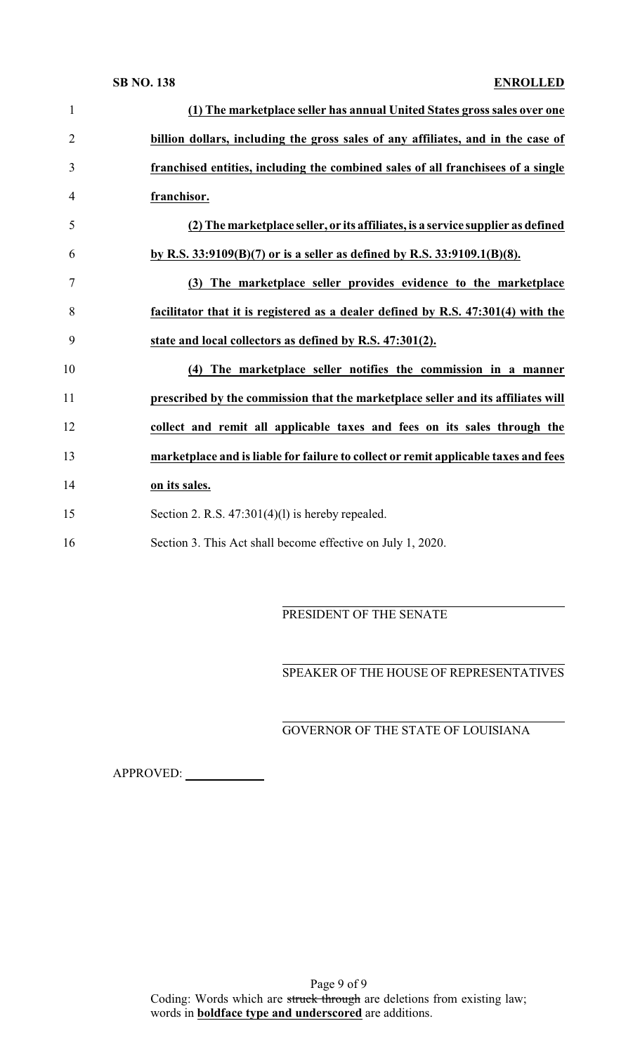**(1) The marketplace seller has annual United States gross sales over one billion dollars, including the gross sales of any affiliates, and in the case of franchised entities, including the combined sales of all franchisees of a single franchisor.**

**(2) The marketplace seller, or its affiliates, is a service supplier as defined by R.S. 33:9109(B)(7) or is a seller as defined by R.S. 33:9109.1(B)(8).**

**(3) The marketplace seller provides evidence to the marketplace facilitator that it is registered as a dealer defined by R.S. 47:301(4) with the state and local collectors as defined by R.S. 47:301(2).**

**(4) The marketplace seller notifies the commission in a manner prescribed by the commission that the marketplace seller and its affiliates will collect and remit all applicable taxes and fees on its sales through the marketplace and is liable for failure to collect or remit applicable taxes and fees on its sales.**

Section 2. R.S. 47:301(4)(l) is hereby repealed.

Section 3. This Act shall become effective on July 1, 2020.

PRESIDENT OF THE SENATE

SPEAKER OF THE HOUSE OF REPRESENTATIVES

GOVERNOR OF THE STATE OF LOUISIANA

APPROVED: ____________

Coding: Words which are ~~struck through~~ are deletions from existing law; words in **boldface type and underscored** are additions.